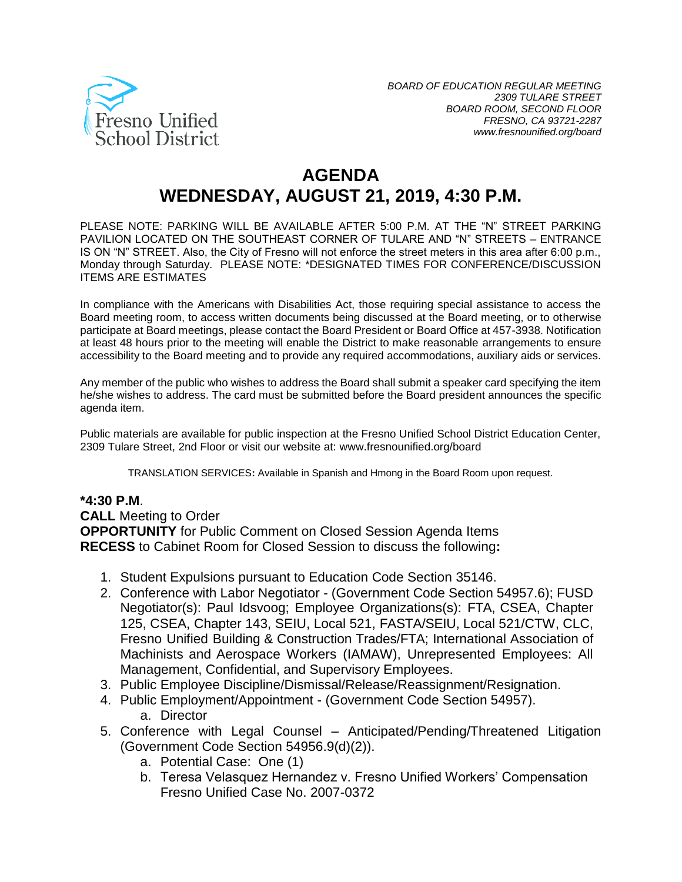Fresno Unified School District

*BOARD OF EDUCATION REGULAR MEETING*
*2309 TULARE STREET*
*BOARD ROOM, SECOND FLOOR*
*FRESNO, CA 93721-2287*
*www.fresnounified.org/board*

# AGENDA
# WEDNESDAY, AUGUST 21, 2019, 4:30 P.M.

PLEASE NOTE: PARKING WILL BE AVAILABLE AFTER 5:00 P.M. AT THE "N" STREET PARKING PAVILION LOCATED ON THE SOUTHEAST CORNER OF TULARE AND "N" STREETS – ENTRANCE IS ON "N" STREET. Also, the City of Fresno will not enforce the street meters in this area after 6:00 p.m., Monday through Saturday. PLEASE NOTE: *DESIGNATED TIMES FOR CONFERENCE/DISCUSSION ITEMS ARE ESTIMATES

In compliance with the Americans with Disabilities Act, those requiring special assistance to access the Board meeting room, to access written documents being discussed at the Board meeting, or to otherwise participate at Board meetings, please contact the Board President or Board Office at 457-3938. Notification at least 48 hours prior to the meeting will enable the District to make reasonable arrangements to ensure accessibility to the Board meeting and to provide any required accommodations, auxiliary aids or services.

Any member of the public who wishes to address the Board shall submit a speaker card specifying the item he/she wishes to address. The card must be submitted before the Board president announces the specific agenda item.

Public materials are available for public inspection at the Fresno Unified School District Education Center, 2309 Tulare Street, 2nd Floor or visit our website at: www.fresnounified.org/board

TRANSLATION SERVICES**:** Available in Spanish and Hmong in the Board Room upon request.

**\*4:30 P.M**.
**CALL** Meeting to Order
**OPPORTUNITY** for Public Comment on Closed Session Agenda Items
**RECESS** to Cabinet Room for Closed Session to discuss the following**:**

1. Student Expulsions pursuant to Education Code Section 35146.
2. Conference with Labor Negotiator - (Government Code Section 54957.6); FUSD Negotiator(s): Paul Idsvoog; Employee Organizations(s): FTA, CSEA, Chapter 125, CSEA, Chapter 143, SEIU, Local 521, FASTA/SEIU, Local 521/CTW, CLC, Fresno Unified Building & Construction Trades/FTA; International Association of Machinists and Aerospace Workers (IAMAW), Unrepresented Employees: All Management, Confidential, and Supervisory Employees.
3. Public Employee Discipline/Dismissal/Release/Reassignment/Resignation.
4. Public Employment/Appointment - (Government Code Section 54957).
   a. Director
5. Conference with Legal Counsel – Anticipated/Pending/Threatened Litigation (Government Code Section 54956.9(d)(2)).
   a. Potential Case: One (1)
   b. Teresa Velasquez Hernandez v. Fresno Unified Workers' Compensation Fresno Unified Case No. 2007-0372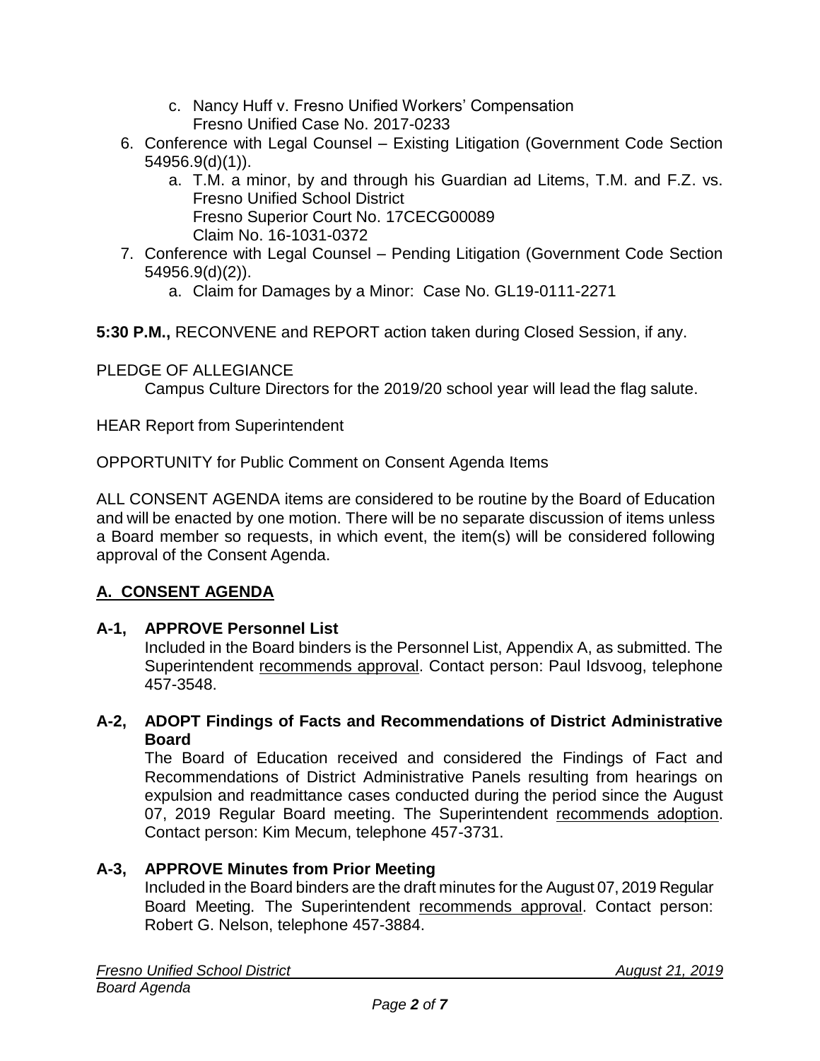c. Nancy Huff v. Fresno Unified Workers' Compensation
      Fresno Unified Case No. 2017-0233

6. Conference with Legal Counsel – Existing Litigation (Government Code Section 54956.9(d)(1)).
   a. T.M. a minor, by and through his Guardian ad Litems, T.M. and F.Z. vs. Fresno Unified School District
      Fresno Superior Court No. 17CECG00089
      Claim No. 16-1031-0372
7. Conference with Legal Counsel – Pending Litigation (Government Code Section 54956.9(d)(2)).
   a. Claim for Damages by a Minor: Case No. GL19-0111-2271

**5:30 P.M.,** RECONVENE and REPORT action taken during Closed Session, if any.

PLEDGE OF ALLEGIANCE
Campus Culture Directors for the 2019/20 school year will lead the flag salute.

HEAR Report from Superintendent

OPPORTUNITY for Public Comment on Consent Agenda Items

ALL CONSENT AGENDA items are considered to be routine by the Board of Education and will be enacted by one motion. There will be no separate discussion of items unless a Board member so requests, in which event, the item(s) will be considered following approval of the Consent Agenda.

## A. CONSENT AGENDA

**A-1, APPROVE Personnel List**
Included in the Board binders is the Personnel List, Appendix A, as submitted. The Superintendent recommends approval. Contact person: Paul Idsvoog, telephone 457-3548.

**A-2, ADOPT Findings of Facts and Recommendations of District Administrative Board**
The Board of Education received and considered the Findings of Fact and Recommendations of District Administrative Panels resulting from hearings on expulsion and readmittance cases conducted during the period since the August 07, 2019 Regular Board meeting. The Superintendent recommends adoption. Contact person: Kim Mecum, telephone 457-3731.

**A-3, APPROVE Minutes from Prior Meeting**
Included in the Board binders are the draft minutes for the August 07, 2019 Regular Board Meeting. The Superintendent recommends approval. Contact person: Robert G. Nelson, telephone 457-3884.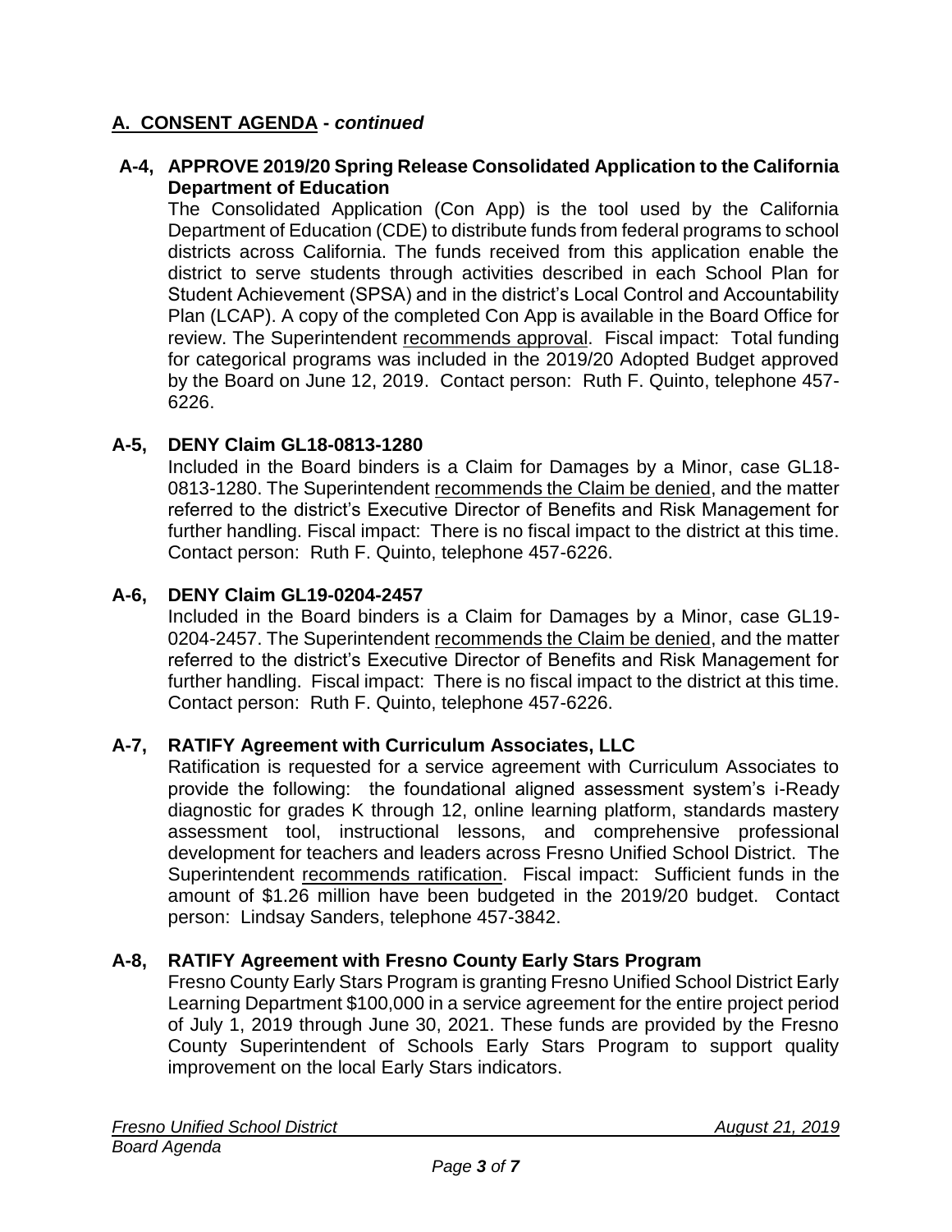## A. CONSENT AGENDA - *continued*

**A-4, APPROVE 2019/20 Spring Release Consolidated Application to the California Department of Education**

The Consolidated Application (Con App) is the tool used by the California Department of Education (CDE) to distribute funds from federal programs to school districts across California. The funds received from this application enable the district to serve students through activities described in each School Plan for Student Achievement (SPSA) and in the district's Local Control and Accountability Plan (LCAP). A copy of the completed Con App is available in the Board Office for review. The Superintendent recommends approval. Fiscal impact: Total funding for categorical programs was included in the 2019/20 Adopted Budget approved by the Board on June 12, 2019. Contact person: Ruth F. Quinto, telephone 457-6226.

**A-5, DENY Claim GL18-0813-1280**

Included in the Board binders is a Claim for Damages by a Minor, case GL18-0813-1280. The Superintendent recommends the Claim be denied, and the matter referred to the district's Executive Director of Benefits and Risk Management for further handling. Fiscal impact: There is no fiscal impact to the district at this time. Contact person: Ruth F. Quinto, telephone 457-6226.

**A-6, DENY Claim GL19-0204-2457**

Included in the Board binders is a Claim for Damages by a Minor, case GL19-0204-2457. The Superintendent recommends the Claim be denied, and the matter referred to the district's Executive Director of Benefits and Risk Management for further handling. Fiscal impact: There is no fiscal impact to the district at this time. Contact person: Ruth F. Quinto, telephone 457-6226.

**A-7, RATIFY Agreement with Curriculum Associates, LLC**

Ratification is requested for a service agreement with Curriculum Associates to provide the following: the foundational aligned assessment system's i-Ready diagnostic for grades K through 12, online learning platform, standards mastery assessment tool, instructional lessons, and comprehensive professional development for teachers and leaders across Fresno Unified School District. The Superintendent recommends ratification. Fiscal impact: Sufficient funds in the amount of $1.26 million have been budgeted in the 2019/20 budget. Contact person: Lindsay Sanders, telephone 457-3842.

**A-8, RATIFY Agreement with Fresno County Early Stars Program**

Fresno County Early Stars Program is granting Fresno Unified School District Early Learning Department $100,000 in a service agreement for the entire project period of July 1, 2019 through June 30, 2021. These funds are provided by the Fresno County Superintendent of Schools Early Stars Program to support quality improvement on the local Early Stars indicators.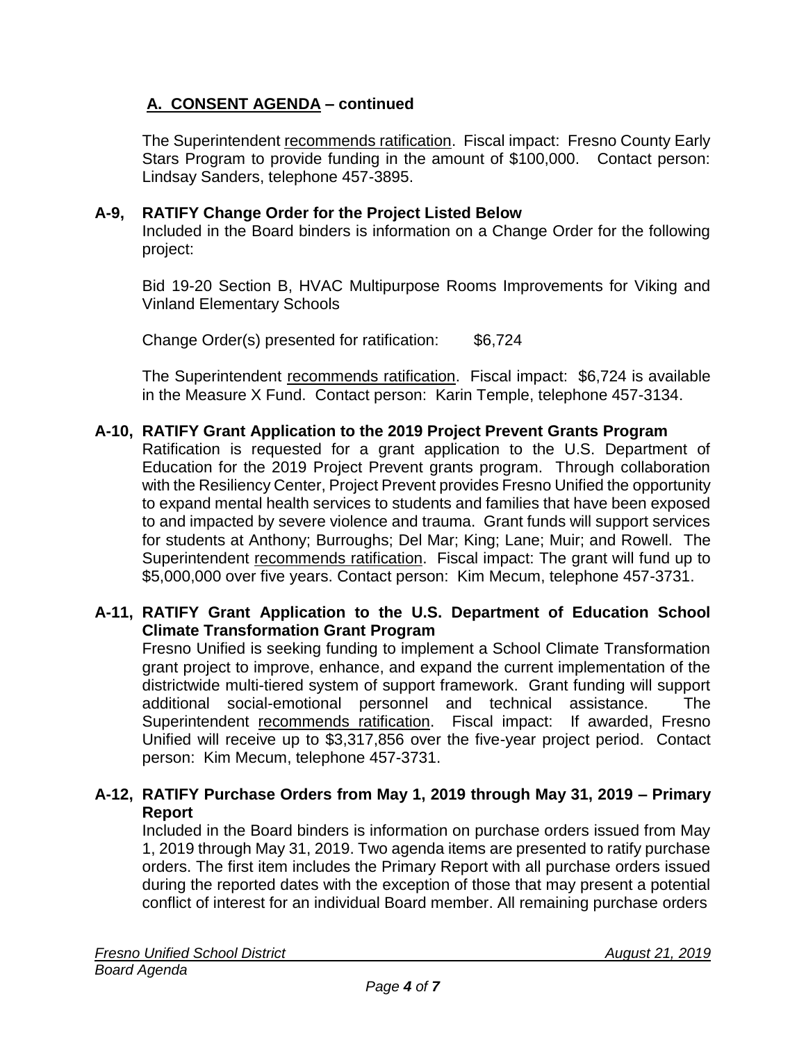## A. CONSENT AGENDA – continued

The Superintendent recommends ratification. Fiscal impact: Fresno County Early Stars Program to provide funding in the amount of $100,000. Contact person: Lindsay Sanders, telephone 457-3895.

### A-9, RATIFY Change Order for the Project Listed Below

Included in the Board binders is information on a Change Order for the following project:

Bid 19-20 Section B, HVAC Multipurpose Rooms Improvements for Viking and Vinland Elementary Schools

Change Order(s) presented for ratification: $6,724

The Superintendent recommends ratification. Fiscal impact: $6,724 is available in the Measure X Fund. Contact person: Karin Temple, telephone 457-3134.

### A-10, RATIFY Grant Application to the 2019 Project Prevent Grants Program

Ratification is requested for a grant application to the U.S. Department of Education for the 2019 Project Prevent grants program. Through collaboration with the Resiliency Center, Project Prevent provides Fresno Unified the opportunity to expand mental health services to students and families that have been exposed to and impacted by severe violence and trauma. Grant funds will support services for students at Anthony; Burroughs; Del Mar; King; Lane; Muir; and Rowell. The Superintendent recommends ratification. Fiscal impact: The grant will fund up to $5,000,000 over five years. Contact person: Kim Mecum, telephone 457-3731.

### A-11, RATIFY Grant Application to the U.S. Department of Education School Climate Transformation Grant Program

Fresno Unified is seeking funding to implement a School Climate Transformation grant project to improve, enhance, and expand the current implementation of the districtwide multi-tiered system of support framework. Grant funding will support additional social-emotional personnel and technical assistance. The Superintendent recommends ratification. Fiscal impact: If awarded, Fresno Unified will receive up to $3,317,856 over the five-year project period. Contact person: Kim Mecum, telephone 457-3731.

### A-12, RATIFY Purchase Orders from May 1, 2019 through May 31, 2019 – Primary Report

Included in the Board binders is information on purchase orders issued from May 1, 2019 through May 31, 2019. Two agenda items are presented to ratify purchase orders. The first item includes the Primary Report with all purchase orders issued during the reported dates with the exception of those that may present a potential conflict of interest for an individual Board member. All remaining purchase orders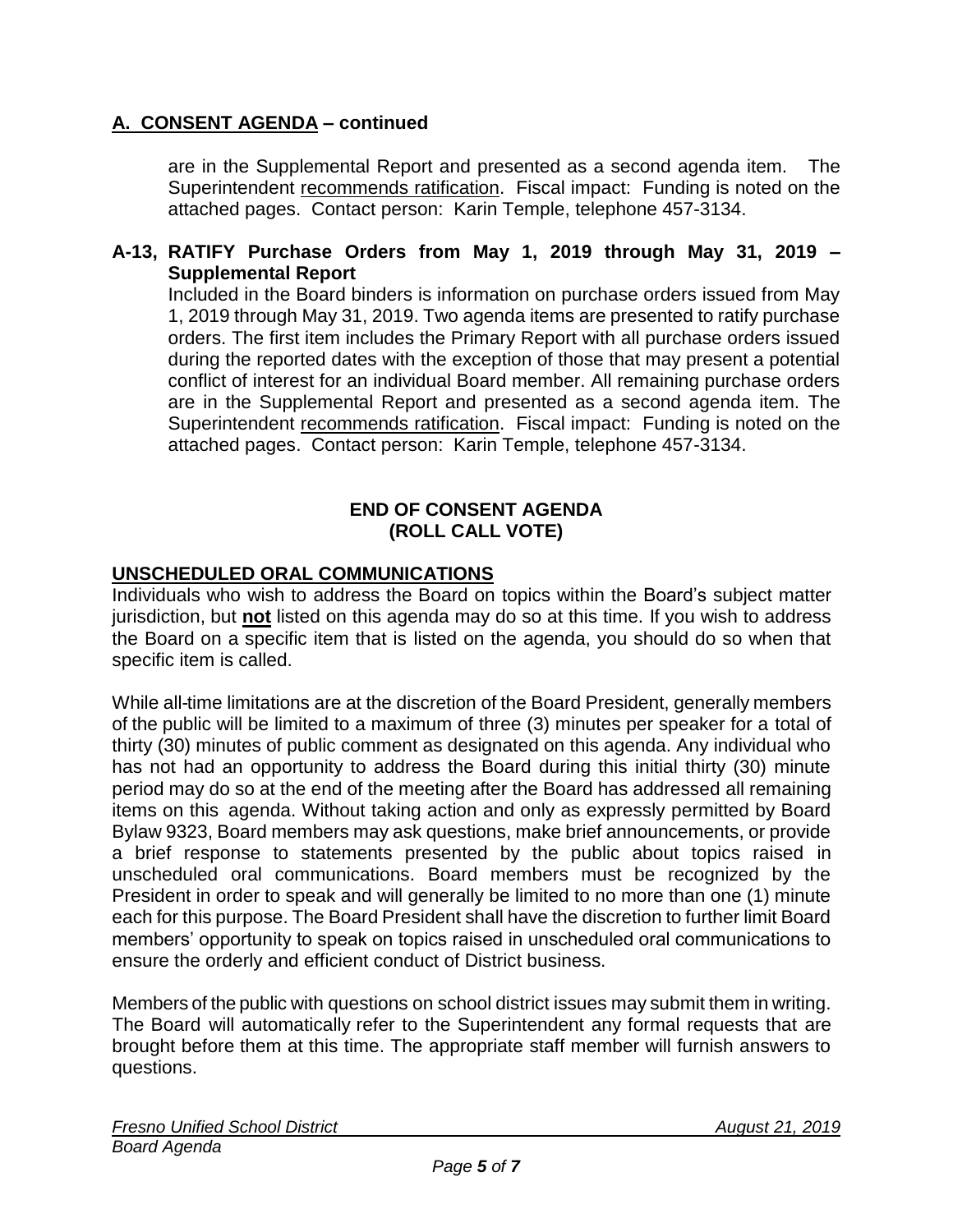## A. CONSENT AGENDA – continued

are in the Supplemental Report and presented as a second agenda item. The Superintendent recommends ratification. Fiscal impact: Funding is noted on the attached pages. Contact person: Karin Temple, telephone 457-3134.

**A-13, RATIFY Purchase Orders from May 1, 2019 through May 31, 2019 – Supplemental Report**

Included in the Board binders is information on purchase orders issued from May 1, 2019 through May 31, 2019. Two agenda items are presented to ratify purchase orders. The first item includes the Primary Report with all purchase orders issued during the reported dates with the exception of those that may present a potential conflict of interest for an individual Board member. All remaining purchase orders are in the Supplemental Report and presented as a second agenda item. The Superintendent recommends ratification. Fiscal impact: Funding is noted on the attached pages. Contact person: Karin Temple, telephone 457-3134.

**END OF CONSENT AGENDA**
**(ROLL CALL VOTE)**

## UNSCHEDULED ORAL COMMUNICATIONS

Individuals who wish to address the Board on topics within the Board's subject matter jurisdiction, but **not** listed on this agenda may do so at this time. If you wish to address the Board on a specific item that is listed on the agenda, you should do so when that specific item is called.

While all-time limitations are at the discretion of the Board President, generally members of the public will be limited to a maximum of three (3) minutes per speaker for a total of thirty (30) minutes of public comment as designated on this agenda. Any individual who has not had an opportunity to address the Board during this initial thirty (30) minute period may do so at the end of the meeting after the Board has addressed all remaining items on this agenda. Without taking action and only as expressly permitted by Board Bylaw 9323, Board members may ask questions, make brief announcements, or provide a brief response to statements presented by the public about topics raised in unscheduled oral communications. Board members must be recognized by the President in order to speak and will generally be limited to no more than one (1) minute each for this purpose. The Board President shall have the discretion to further limit Board members' opportunity to speak on topics raised in unscheduled oral communications to ensure the orderly and efficient conduct of District business.

Members of the public with questions on school district issues may submit them in writing. The Board will automatically refer to the Superintendent any formal requests that are brought before them at this time. The appropriate staff member will furnish answers to questions.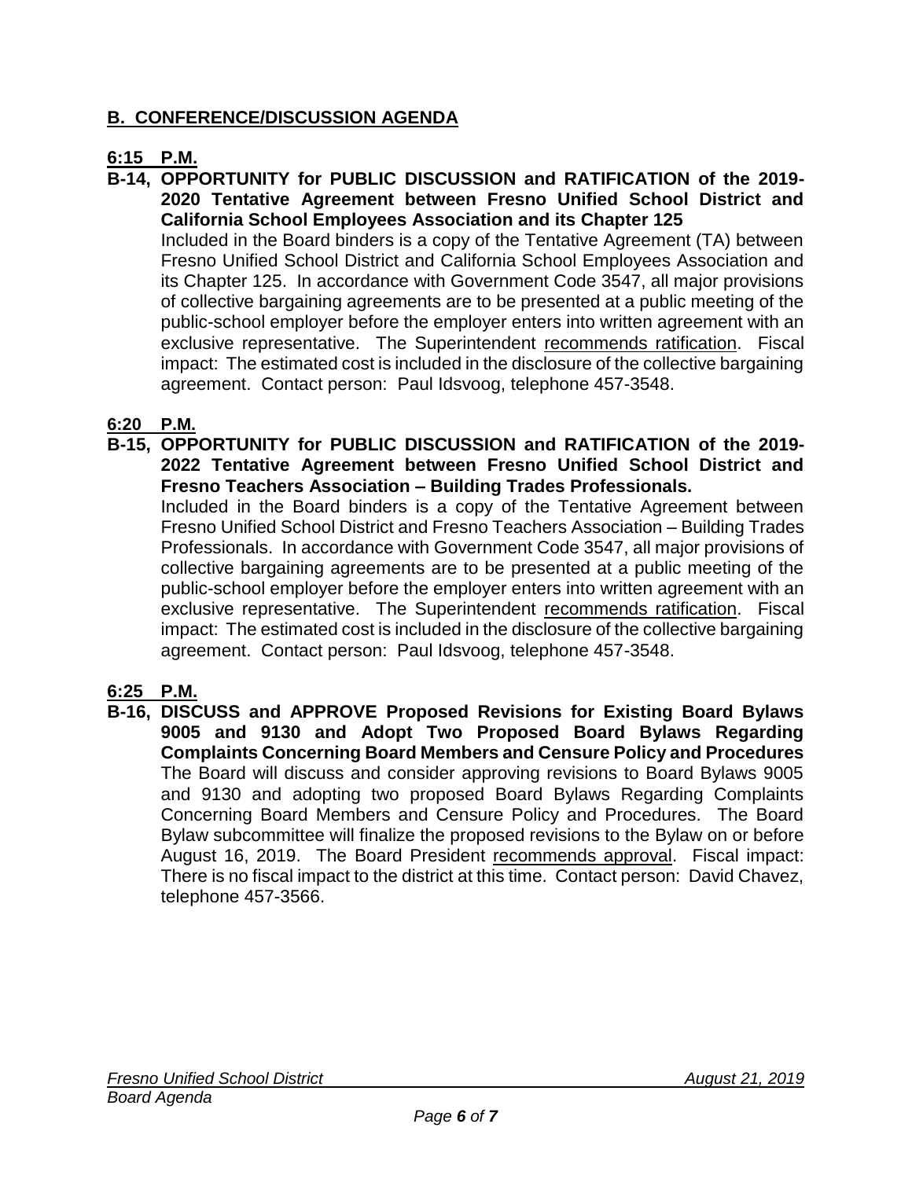## B. CONFERENCE/DISCUSSION AGENDA

### 6:15 P.M.

**B-14, OPPORTUNITY for PUBLIC DISCUSSION and RATIFICATION of the 2019-2020 Tentative Agreement between Fresno Unified School District and California School Employees Association and its Chapter 125**

Included in the Board binders is a copy of the Tentative Agreement (TA) between Fresno Unified School District and California School Employees Association and its Chapter 125. In accordance with Government Code 3547, all major provisions of collective bargaining agreements are to be presented at a public meeting of the public-school employer before the employer enters into written agreement with an exclusive representative. The Superintendent recommends ratification. Fiscal impact: The estimated cost is included in the disclosure of the collective bargaining agreement. Contact person: Paul Idsvoog, telephone 457-3548.

### 6:20 P.M.

**B-15, OPPORTUNITY for PUBLIC DISCUSSION and RATIFICATION of the 2019-2022 Tentative Agreement between Fresno Unified School District and Fresno Teachers Association – Building Trades Professionals.**

Included in the Board binders is a copy of the Tentative Agreement between Fresno Unified School District and Fresno Teachers Association – Building Trades Professionals. In accordance with Government Code 3547, all major provisions of collective bargaining agreements are to be presented at a public meeting of the public-school employer before the employer enters into written agreement with an exclusive representative. The Superintendent recommends ratification. Fiscal impact: The estimated cost is included in the disclosure of the collective bargaining agreement. Contact person: Paul Idsvoog, telephone 457-3548.

### 6:25 P.M.

**B-16, DISCUSS and APPROVE Proposed Revisions for Existing Board Bylaws 9005 and 9130 and Adopt Two Proposed Board Bylaws Regarding Complaints Concerning Board Members and Censure Policy and Procedures**

The Board will discuss and consider approving revisions to Board Bylaws 9005 and 9130 and adopting two proposed Board Bylaws Regarding Complaints Concerning Board Members and Censure Policy and Procedures. The Board Bylaw subcommittee will finalize the proposed revisions to the Bylaw on or before August 16, 2019. The Board President recommends approval. Fiscal impact: There is no fiscal impact to the district at this time. Contact person: David Chavez, telephone 457-3566.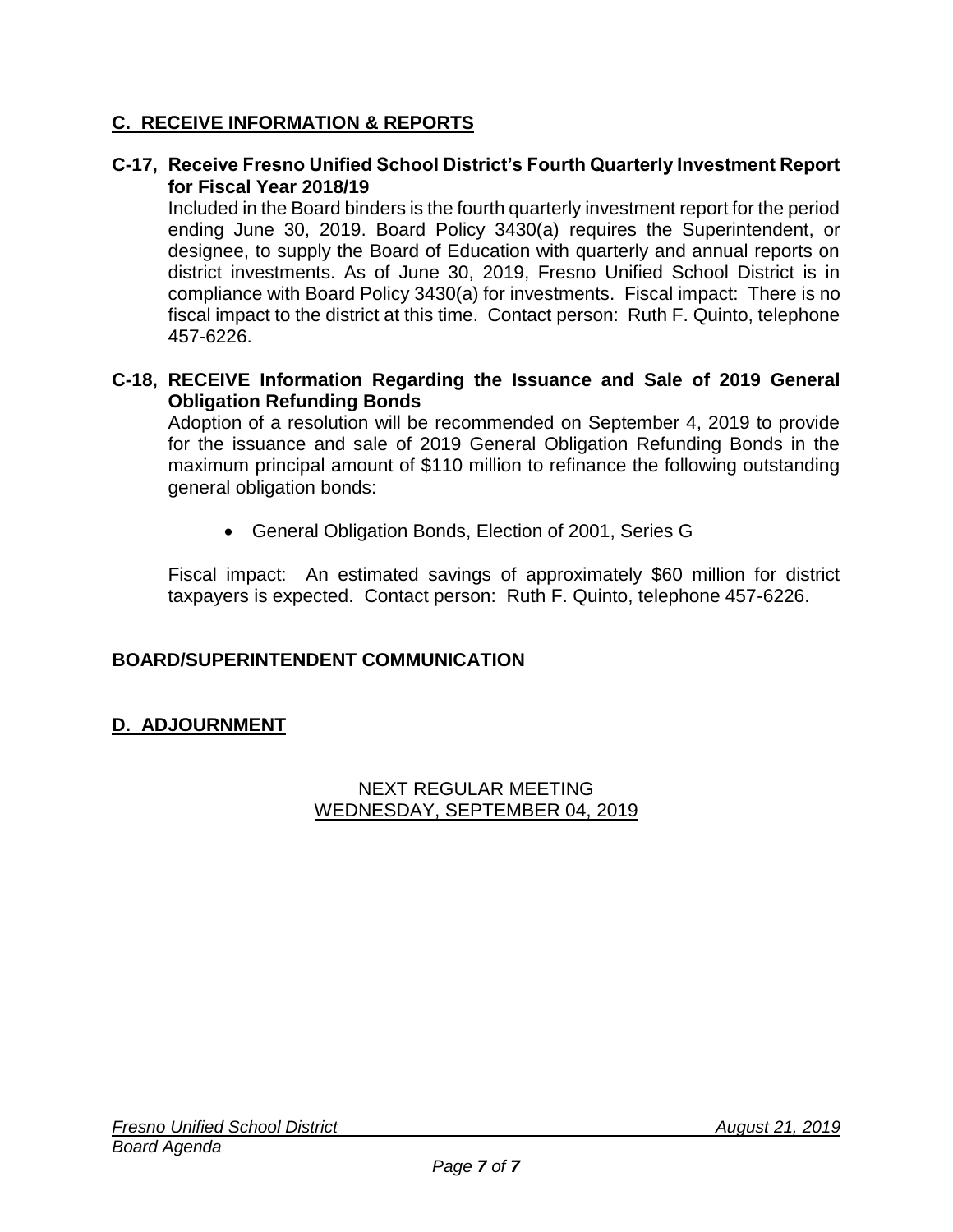## C. RECEIVE INFORMATION & REPORTS

**C-17, Receive Fresno Unified School District's Fourth Quarterly Investment Report for Fiscal Year 2018/19**

Included in the Board binders is the fourth quarterly investment report for the period ending June 30, 2019. Board Policy 3430(a) requires the Superintendent, or designee, to supply the Board of Education with quarterly and annual reports on district investments. As of June 30, 2019, Fresno Unified School District is in compliance with Board Policy 3430(a) for investments. Fiscal impact: There is no fiscal impact to the district at this time. Contact person: Ruth F. Quinto, telephone 457-6226.

**C-18, RECEIVE Information Regarding the Issuance and Sale of 2019 General Obligation Refunding Bonds**

Adoption of a resolution will be recommended on September 4, 2019 to provide for the issuance and sale of 2019 General Obligation Refunding Bonds in the maximum principal amount of $110 million to refinance the following outstanding general obligation bonds:

- General Obligation Bonds, Election of 2001, Series G

Fiscal impact: An estimated savings of approximately $60 million for district taxpayers is expected. Contact person: Ruth F. Quinto, telephone 457-6226.

## BOARD/SUPERINTENDENT COMMUNICATION

## D. ADJOURNMENT

NEXT REGULAR MEETING
WEDNESDAY, SEPTEMBER 04, 2019